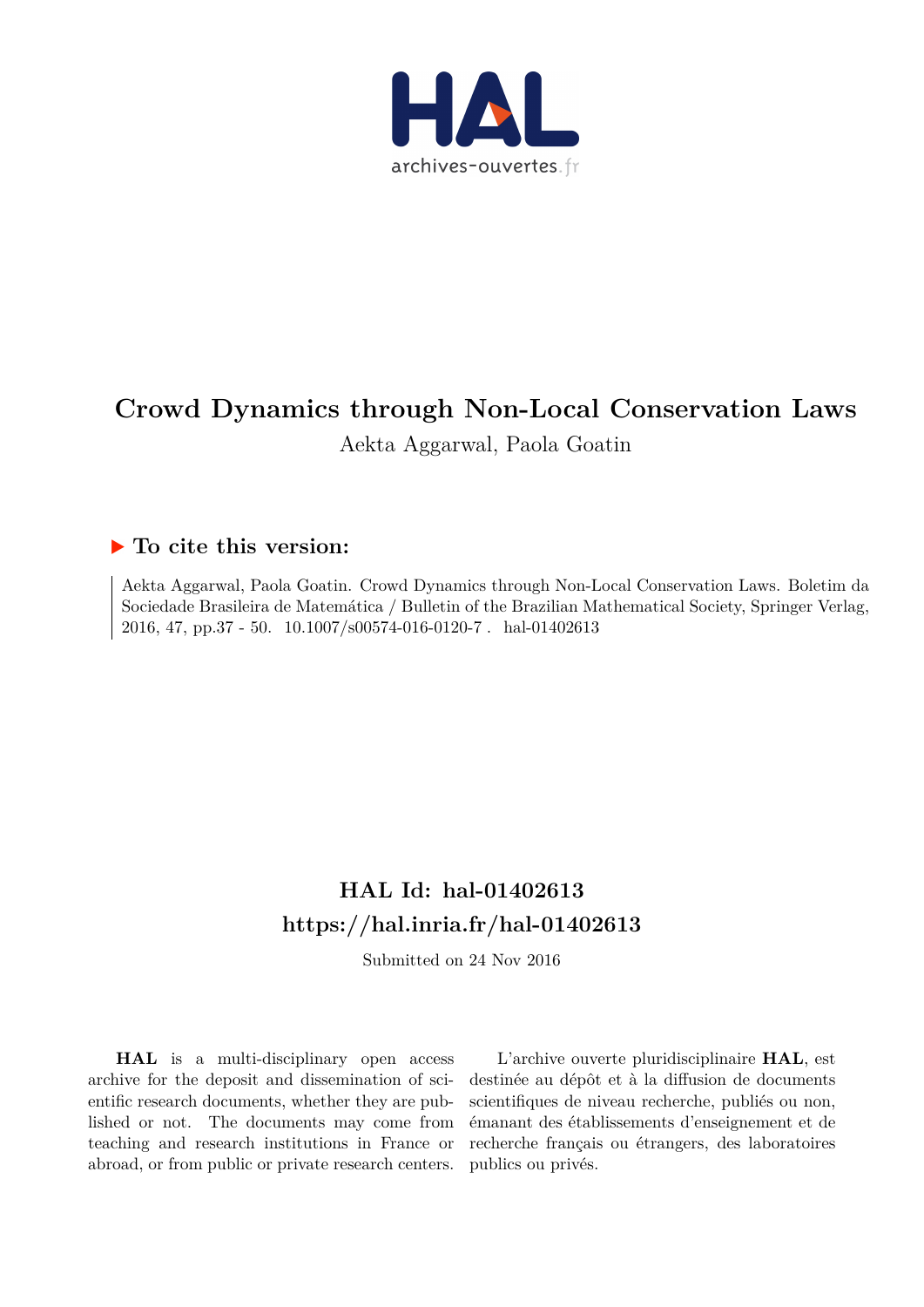# Crowd Dynamics through Non-Local Conservation Laws

Aekta Aggarwal, Paola Goatin

## To cite this version:

Aekta Aggarwal, Paola Goatin. Crowd Dynamics through Non-Local Conservation Laws. Boletim da Sociedade Brasileira de Matemática / Bulletin of the Brazilian Mathematical Society, Springer Verlag, 2016, 47, pp.37 - 50. 10.1007/s00574-016-0120-7 . hal-01402613

## HAL Id: hal-01402613

## https://hal.inria.fr/hal-01402613

Submitted on 24 Nov 2016

**HAL** is a multi-disciplinary open access archive for the deposit and dissemination of scientific research documents, whether they are published or not. The documents may come from teaching and research institutions in France or abroad, or from public or private research centers.

L'archive ouverte pluridisciplinaire **HAL**, est destinée au dépôt et à la diffusion de documents scientifiques de niveau recherche, publiés ou non, émanant des établissements d'enseignement et de recherche français ou étrangers, des laboratoires publics ou privés.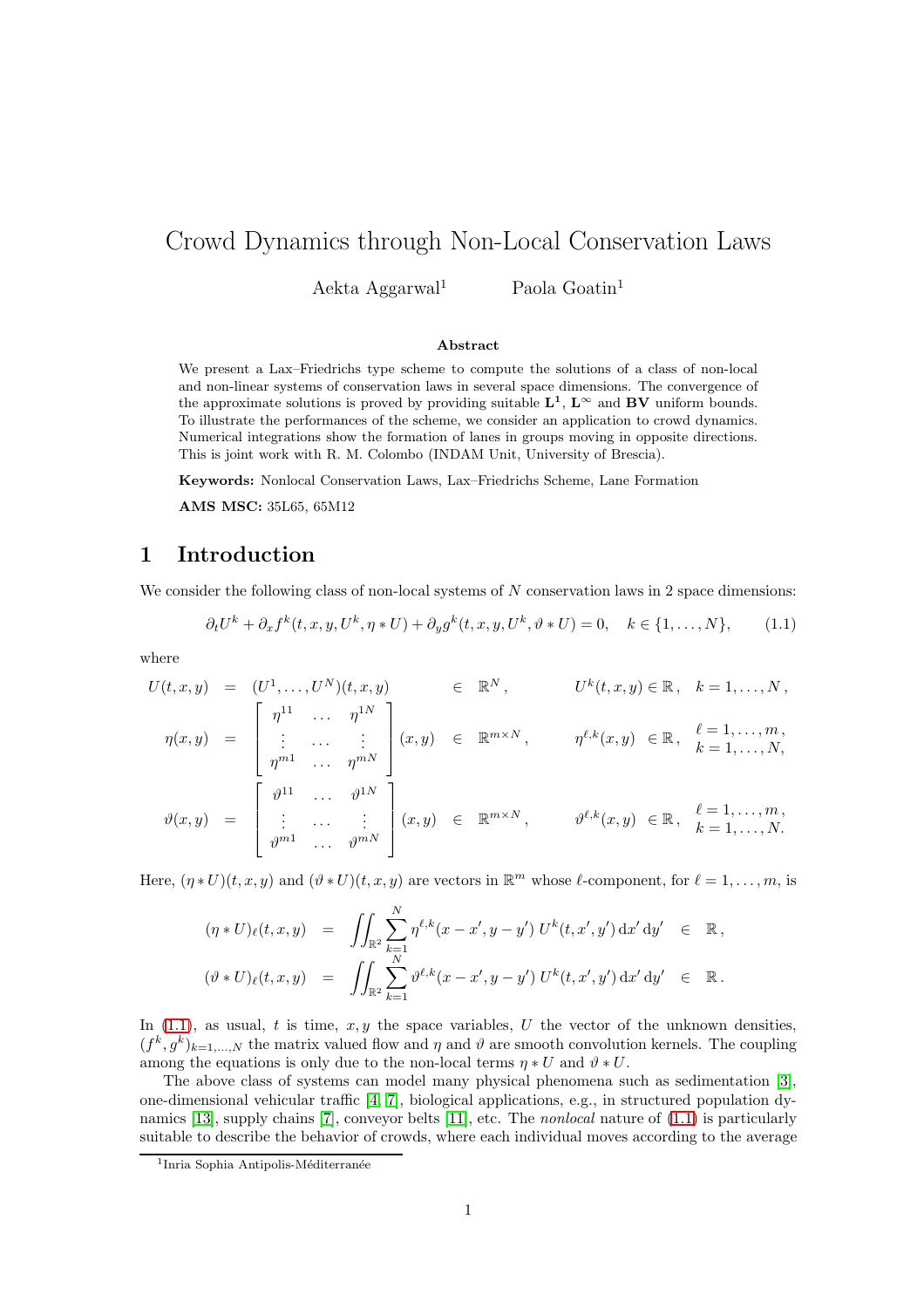# Crowd Dynamics through Non-Local Conservation Laws

Aekta Aggarwal[1] Paola Goatin[1]

**Abstract**

We present a Lax–Friedrichs type scheme to compute the solutions of a class of non-local and non-linear systems of conservation laws in several space dimensions. The convergence of the approximate solutions is proved by providing suitable $\mathbf{L^1}$, $\mathbf{L^\infty}$ and $\mathbf{BV}$ uniform bounds. To illustrate the performances of the scheme, we consider an application to crowd dynamics. Numerical integrations show the formation of lanes in groups moving in opposite directions. This is joint work with R. M. Colombo (INDAM Unit, University of Brescia).

**Keywords:** Nonlocal Conservation Laws, Lax–Friedrichs Scheme, Lane Formation

**AMS MSC:** 35L65, 65M12

## 1 Introduction

We consider the following class of non-local systems of $N$ conservation laws in 2 space dimensions:

$$\partial_t U^k + \partial_x f^k(t,x,y,U^k,\eta * U) + \partial_y g^k(t,x,y,U^k,\vartheta * U) = 0, \quad k \in \{1,\ldots,N\}, \tag{1.1}$$

where

$$
\begin{aligned}
U(t,x,y) &= (U^1,\ldots,U^N)(t,x,y) \in \mathbb{R}^N, & U^k(t,x,y) \in \mathbb{R}, \quad k=1,\ldots,N,\\
\eta(x,y) &= \begin{bmatrix} \eta^{11} & \ldots & \eta^{1N} \\ \vdots & \ldots & \vdots \\ \eta^{m1} & \ldots & \eta^{mN} \end{bmatrix}(x,y) \in \mathbb{R}^{m\times N}, & \eta^{\ell,k}(x,y) \in \mathbb{R}, \quad \begin{matrix}\ell = 1,\ldots,m,\\ k=1,\ldots,N,\end{matrix}\\
\vartheta(x,y) &= \begin{bmatrix} \vartheta^{11} & \ldots & \vartheta^{1N} \\ \vdots & \ldots & \vdots \\ \vartheta^{m1} & \ldots & \vartheta^{mN} \end{bmatrix}(x,y) \in \mathbb{R}^{m\times N}, & \vartheta^{\ell,k}(x,y) \in \mathbb{R}, \quad \begin{matrix}\ell = 1,\ldots,m,\\ k=1,\ldots,N.\end{matrix}
\end{aligned}
$$

Here, $(\eta * U)(t,x,y)$ and $(\vartheta * U)(t,x,y)$ are vectors in $\mathbb{R}^m$ whose $\ell$-component, for $\ell = 1,\ldots,m$, is

$$
\begin{aligned}
(\eta * U)_\ell(t,x,y) &= \iint_{\mathbb{R}^2} \sum_{k=1}^{N} \eta^{\ell,k}(x-x',y-y')\, U^k(t,x',y')\, \mathrm{d}x'\, \mathrm{d}y' \in \mathbb{R},\\
(\vartheta * U)_\ell(t,x,y) &= \iint_{\mathbb{R}^2} \sum_{k=1}^{N} \vartheta^{\ell,k}(x-x',y-y')\, U^k(t,x',y')\, \mathrm{d}x'\, \mathrm{d}y' \in \mathbb{R}.
\end{aligned}
$$

In (1.1), as usual, $t$ is time, $x,y$ the space variables, $U$ the vector of the unknown densities, $(f^k,g^k)_{k=1,\ldots,N}$ the matrix valued flow and $\eta$ and $\vartheta$ are smooth convolution kernels. The coupling among the equations is only due to the non-local terms $\eta * U$ and $\vartheta * U$.

The above class of systems can model many physical phenomena such as sedimentation [3], one-dimensional vehicular traffic [4, 7], biological applications, e.g., in structured population dynamics [13], supply chains [7], conveyor belts [11], etc. The *nonlocal* nature of (1.1) is particularly suitable to describe the behavior of crowds, where each individual moves according to the average

[1]Inria Sophia Antipolis-Méditerranée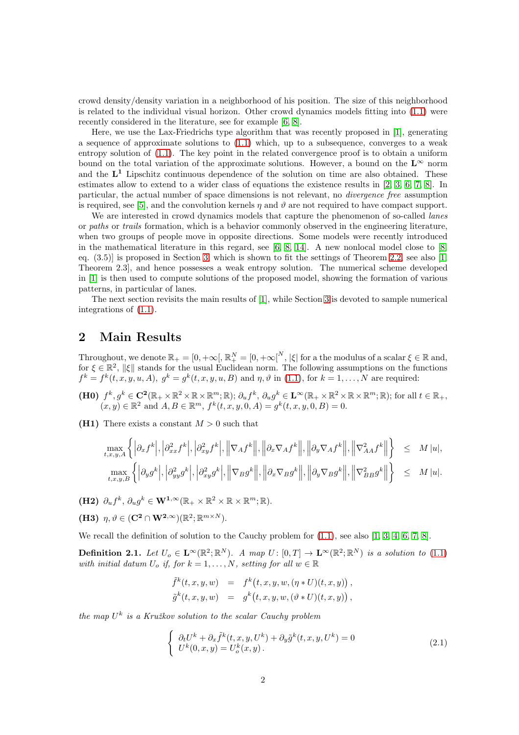crowd density/density variation in a neighborhood of his position. The size of this neighborhood is related to the individual visual horizon. Other crowd dynamics models fitting into (1.1) were recently considered in the literature, see for example [6, 8].

Here, we use the Lax-Friedrichs type algorithm that was recently proposed in [1], generating a sequence of approximate solutions to (1.1) which, up to a subsequence, converges to a weak entropy solution of (1.1). The key point in the related convergence proof is to obtain a uniform bound on the total variation of the approximate solutions. However, a bound on the $\mathbf{L}^\infty$ norm and the $\mathbf{L}^1$ Lipschitz continuous dependence of the solution on time are also obtained. These estimates allow to extend to a wider class of equations the existence results in [2, 3, 6, 7, 8]. In particular, the actual number of space dimensions is not relevant, no *divergence free* assumption is required, see [5], and the convolution kernels $\eta$ and $\vartheta$ are not required to have compact support.

We are interested in crowd dynamics models that capture the phenomenon of so-called *lanes* or *paths* or *trails* formation, which is a behavior commonly observed in the engineering literature, when two groups of people move in opposite directions. Some models were recently introduced in the mathematical literature in this regard, see [6, 8, 14]. A new nonlocal model close to [8, eq. (3.5)] is proposed in Section 3, which is shown to fit the settings of Theorem 2.2, see also [1, Theorem 2.3], and hence possesses a weak entropy solution. The numerical scheme developed in [1] is then used to compute solutions of the proposed model, showing the formation of various patterns, in particular of lanes.

The next section revisits the main results of [1], while Section 3 is devoted to sample numerical integrations of (1.1).

## 2 Main Results

Throughout, we denote $\mathbb{R}_+ = [0, +\infty[$, $\mathbb{R}_+^N = [0, +\infty[^N$, $|\xi|$ for a the modulus of a scalar $\xi \in \mathbb{R}$ and, for $\xi \in \mathbb{R}^2$, $\|\xi\|$ stands for the usual Euclidean norm. The following assumptions on the functions $f^k = f^k(t, x, y, u, A)$, $g^k = g^k(t, x, y, u, B)$ and $\eta, \vartheta$ in (1.1), for $k = 1, \ldots, N$ are required:

**(H0)** $f^k, g^k \in \mathbf{C^2}(\mathbb{R}_+ \times \mathbb{R}^2 \times \mathbb{R} \times \mathbb{R}^m; \mathbb{R})$; $\partial_u f^k, \partial_u g^k \in \mathbf{L}^\infty(\mathbb{R}_+ \times \mathbb{R}^2 \times \mathbb{R} \times \mathbb{R}^m; \mathbb{R})$; for all $t \in \mathbb{R}_+$, $(x, y) \in \mathbb{R}^2$ and $A, B \in \mathbb{R}^m$, $f^k(t, x, y, 0, A) = g^k(t, x, y, 0, B) = 0$.

**(H1)** There exists a constant $M > 0$ such that

$$
\begin{aligned}
\max_{t,x,y,A} \left\{ \left|\partial_x f^k\right|, \left|\partial^2_{xx} f^k\right|, \left|\partial^2_{xy} f^k\right|, \left\|\nabla_A f^k\right\|, \left\|\partial_x \nabla_A f^k\right\|, \left\|\partial_y \nabla_A f^k\right\|, \left\|\nabla^2_{AA} f^k\right\| \right\} &\le M\,|u|, \\
\max_{t,x,y,B} \left\{ \left|\partial_y g^k\right|, \left|\partial^2_{yy} g^k\right|, \left|\partial^2_{xy} g^k\right|, \left\|\nabla_B g^k\right\|, \left\|\partial_x \nabla_B g^k\right\|, \left\|\partial_y \nabla_B g^k\right\|, \left\|\nabla^2_{BB} g^k\right\| \right\} &\le M\,|u|.
\end{aligned}
$$

**(H2)** $\partial_u f^k, \partial_u g^k \in \mathbf{W}^{1,\infty}(\mathbb{R}_+ \times \mathbb{R}^2 \times \mathbb{R} \times \mathbb{R}^m; \mathbb{R})$.

**(H3)** $\eta, \vartheta \in (\mathbf{C^2} \cap \mathbf{W}^{2,\infty})(\mathbb{R}^2; \mathbb{R}^{m\times N})$.

We recall the definition of solution to the Cauchy problem for (1.1), see also [1, 3, 4, 6, 7, 8].

**Definition 2.1.** *Let $U_o \in \mathbf{L}^\infty(\mathbb{R}^2; \mathbb{R}^N)$. A map $U \colon [0, T] \to \mathbf{L}^\infty(\mathbb{R}^2; \mathbb{R}^N)$ is a solution to (1.1) with initial datum $U_o$ if, for $k = 1, \ldots, N$, setting for all $w \in \mathbb{R}$*

$$
\begin{aligned}
\tilde f^k(t, x, y, w) &= f^k\big(t, x, y, w, (\eta * U)(t, x, y)\big), \\
\tilde g^k(t, x, y, w) &= g^k\big(t, x, y, w, (\vartheta * U)(t, x, y)\big),
\end{aligned}
$$

*the map $U^k$ is a Kružkov solution to the scalar Cauchy problem*

$$
\begin{cases}
\partial_t U^k + \partial_x \tilde f^k(t, x, y, U^k) + \partial_y \tilde g^k(t, x, y, U^k) = 0 \\
U^k(0, x, y) = U^k_o(x, y)\,.
\end{cases}
\tag{2.1}
$$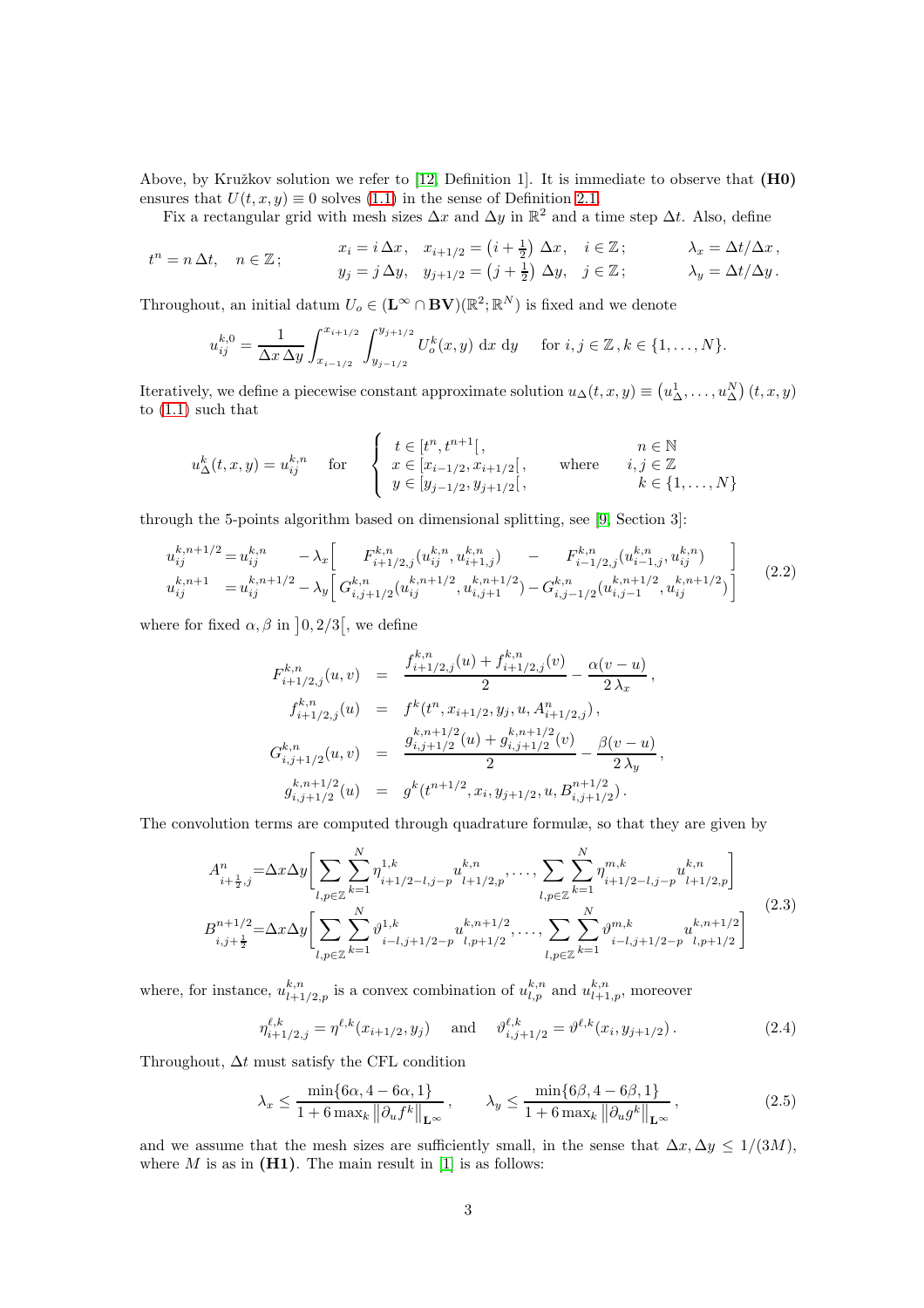Above, by Kružkov solution we refer to [12, Definition 1]. It is immediate to observe that **(H0)** ensures that $U(t,x,y) \equiv 0$ solves (1.1) in the sense of Definition 2.1.

Fix a rectangular grid with mesh sizes $\Delta x$ and $\Delta y$ in $\mathbb{R}^2$ and a time step $\Delta t$. Also, define

$$
t^n = n\,\Delta t, \quad n \in \mathbb{Z}; \qquad
\begin{array}{ll}
x_i = i\,\Delta x, \quad x_{i+1/2} = \left(i+\frac{1}{2}\right)\Delta x, \quad i \in \mathbb{Z}; & \lambda_x = \Delta t/\Delta x\,,\\
y_j = j\,\Delta y, \quad y_{j+1/2} = \left(j+\frac{1}{2}\right)\Delta y, \quad j \in \mathbb{Z}; & \lambda_y = \Delta t/\Delta y\,.
\end{array}
$$

Throughout, an initial datum $U_o \in (\mathbf{L}^\infty \cap \mathbf{BV})(\mathbb{R}^2;\mathbb{R}^N)$ is fixed and we denote

$$
u_{ij}^{k,0} = \frac{1}{\Delta x\,\Delta y}\int_{x_{i-1/2}}^{x_{i+1/2}}\int_{y_{j-1/2}}^{y_{j+1/2}} U_o^k(x,y)\,\mathrm{d}x\,\mathrm{d}y \qquad \text{for } i,j\in\mathbb{Z}, k\in\{1,\ldots,N\}.
$$

Iteratively, we define a piecewise constant approximate solution $u_\Delta(t,x,y) \equiv \left(u_\Delta^1,\ldots,u_\Delta^N\right)(t,x,y)$ to (1.1) such that

$$
u_\Delta^k(t,x,y) = u_{ij}^{k,n} \quad \text{for} \quad
\left\{
\begin{array}{ll}
t \in [t^n, t^{n+1}[\,, & \\
x \in [x_{i-1/2}, x_{i+1/2}[\,, & \text{where} \\
y \in [y_{j-1/2}, y_{j+1/2}[\,, &
\end{array}
\right.
\quad
\begin{array}{l}
n \in \mathbb{N}\\
i,j\in\mathbb{Z}\\
k\in\{1,\ldots,N\}
\end{array}
$$

through the 5-points algorithm based on dimensional splitting, see [9, Section 3]:

$$
\begin{array}{l}
u_{ij}^{k,n+1/2} = u_{ij}^{k,n} - \lambda_x\left[F_{i+1/2,j}^{k,n}(u_{ij}^{k,n}, u_{i+1,j}^{k,n}) - F_{i-1/2,j}^{k,n}(u_{i-1,j}^{k,n}, u_{ij}^{k,n})\right]\\
u_{ij}^{k,n+1} = u_{ij}^{k,n+1/2} - \lambda_y\left[G_{i,j+1/2}^{k,n}(u_{ij}^{k,n+1/2}, u_{i,j+1}^{k,n+1/2}) - G_{i,j-1/2}^{k,n}(u_{i,j-1}^{k,n+1/2}, u_{ij}^{k,n+1/2})\right]
\end{array}
\tag{2.2}
$$

where for fixed $\alpha,\beta$ in $\left]0,2/3\right[$, we define

$$
\begin{array}{rcl}
F_{i+1/2,j}^{k,n}(u,v) & = & \dfrac{f_{i+1/2,j}^{k,n}(u) + f_{i+1/2,j}^{k,n}(v)}{2} - \dfrac{\alpha(v-u)}{2\,\lambda_x}\,,\\
f_{i+1/2,j}^{k,n}(u) & = & f^k(t^n, x_{i+1/2}, y_j, u, A_{i+1/2,j}^n)\,,\\
G_{i,j+1/2}^{k,n}(u,v) & = & \dfrac{g_{i,j+1/2}^{k,n+1/2}(u) + g_{i,j+1/2}^{k,n+1/2}(v)}{2} - \dfrac{\beta(v-u)}{2\,\lambda_y}\,,\\
g_{i,j+1/2}^{k,n+1/2}(u) & = & g^k(t^{n+1/2}, x_i, y_{j+1/2}, u, B_{i,j+1/2}^{n+1/2})\,.
\end{array}
$$

The convolution terms are computed through quadrature formulæ, so that they are given by

$$
\begin{array}{l}
A_{i+\frac{1}{2},j}^n = \Delta x\Delta y\left[\displaystyle\sum_{l,p\in\mathbb{Z}}\sum_{k=1}^N \eta_{i+1/2-l,j-p}^{1,k}\, u_{l+1/2,p}^{k,n}, \ldots, \sum_{l,p\in\mathbb{Z}}\sum_{k=1}^N \eta_{i+1/2-l,j-p}^{m,k}\, u_{l+1/2,p}^{k,n}\right]\\
B_{i,j+\frac{1}{2}}^{n+1/2} = \Delta x\Delta y\left[\displaystyle\sum_{l,p\in\mathbb{Z}}\sum_{k=1}^N \vartheta_{i-l,j+1/2-p}^{1,k}\, u_{l,p+1/2}^{k,n+1/2}, \ldots, \sum_{l,p\in\mathbb{Z}}\sum_{k=1}^N \vartheta_{i-l,j+1/2-p}^{m,k}\, u_{l,p+1/2}^{k,n+1/2}\right]
\end{array}
\tag{2.3}
$$

where, for instance, $u_{l+1/2,p}^{k,n}$ is a convex combination of $u_{l,p}^{k,n}$ and $u_{l+1,p}^{k,n}$, moreover

$$
\eta_{i+1/2,j}^{\ell,k} = \eta^{\ell,k}(x_{i+1/2}, y_j) \quad \text{and} \quad \vartheta_{i,j+1/2}^{\ell,k} = \vartheta^{\ell,k}(x_i, y_{j+1/2})\,. \tag{2.4}
$$

Throughout, $\Delta t$ must satisfy the CFL condition

$$
\lambda_x \le \frac{\min\{6\alpha, 4-6\alpha, 1\}}{1 + 6\max_k \left\|\partial_u f^k\right\|_{\mathbf{L}^\infty}}\,, \qquad
\lambda_y \le \frac{\min\{6\beta, 4-6\beta, 1\}}{1 + 6\max_k \left\|\partial_u g^k\right\|_{\mathbf{L}^\infty}}\,, \tag{2.5}
$$

and we assume that the mesh sizes are sufficiently small, in the sense that $\Delta x, \Delta y \le 1/(3M)$, where $M$ is as in **(H1)**. The main result in [1] is as follows: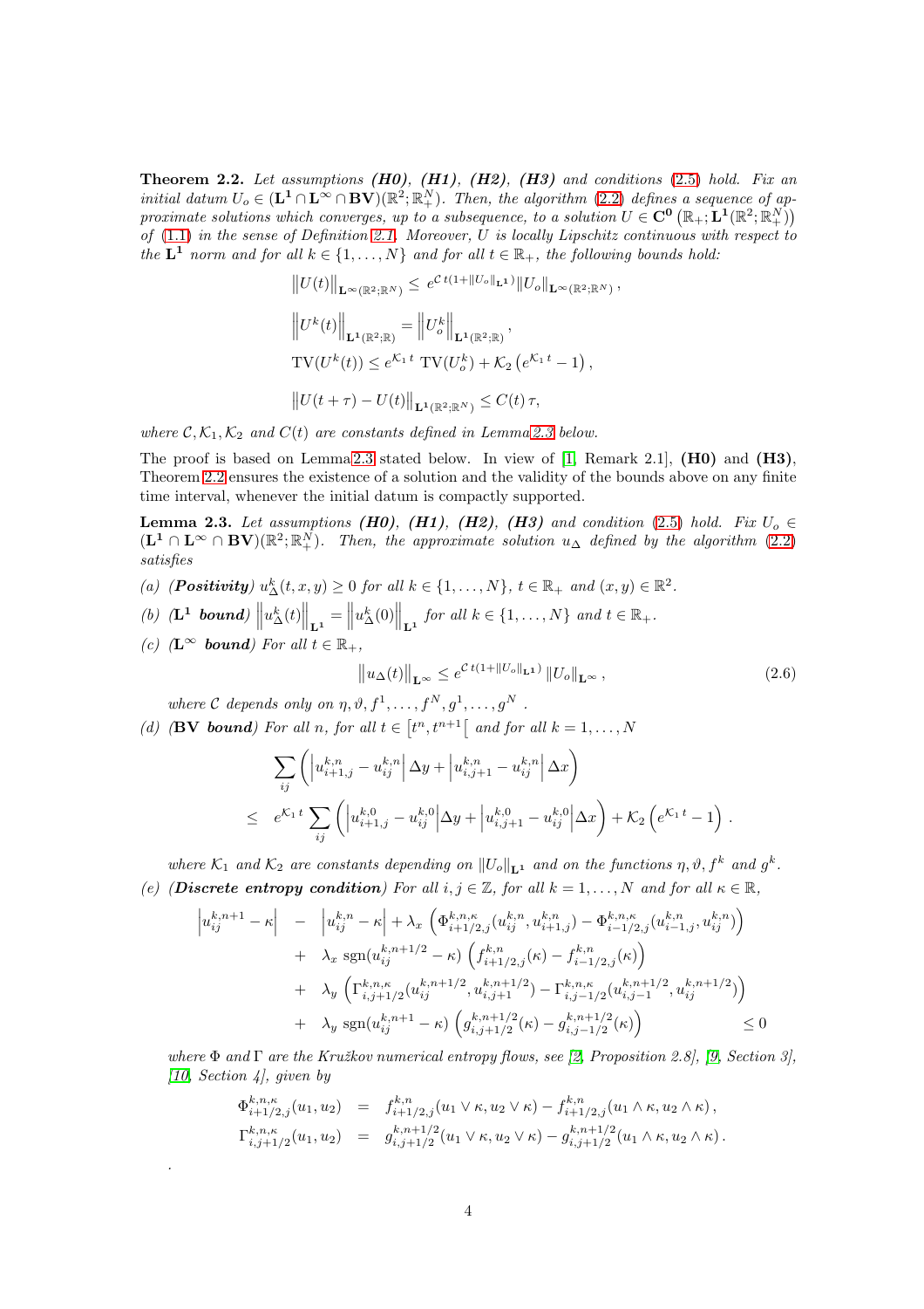**Theorem 2.2.** *Let assumptions **(H0)**, **(H1)**, **(H2)**, **(H3)** and conditions (2.5) hold. Fix an initial datum $U_o \in (\mathbf{L^1} \cap \mathbf{L^\infty} \cap \mathbf{BV})(\mathbb{R}^2; \mathbb{R}^N_+)$. Then, the algorithm (2.2) defines a sequence of approximate solutions which converges, up to a subsequence, to a solution $U \in \mathbf{C^0}\left(\mathbb{R}_+; \mathbf{L^1}(\mathbb{R}^2; \mathbb{R}^N_+)\right)$ of (1.1) in the sense of Definition 2.1. Moreover, $U$ is locally Lipschitz continuous with respect to the $\mathbf{L^1}$ norm and for all $k \in \{1, \ldots, N\}$ and for all $t \in \mathbb{R}_+$, the following bounds hold:*

$$
\begin{aligned}
&\left\|U(t)\right\|_{\mathbf{L}^\infty(\mathbb{R}^2;\mathbb{R}^N)} \leq e^{\mathcal{C}\, t(1+\|U_o\|_{\mathbf{L^1}})} \|U_o\|_{\mathbf{L}^\infty(\mathbb{R}^2;\mathbb{R}^N)}\,,\\
&\left\|U^k(t)\right\|_{\mathbf{L^1}(\mathbb{R}^2;\mathbb{R})} = \left\|U^k_o\right\|_{\mathbf{L^1}(\mathbb{R}^2;\mathbb{R})}\,,\\
&\mathrm{TV}(U^k(t)) \leq e^{\mathcal{K}_1\, t}\ \mathrm{TV}(U^k_o) + \mathcal{K}_2\left(e^{\mathcal{K}_1\, t} - 1\right),\\
&\left\|U(t+\tau) - U(t)\right\|_{\mathbf{L^1}(\mathbb{R}^2;\mathbb{R}^N)} \leq C(t)\,\tau,
\end{aligned}
$$

*where $\mathcal{C}, \mathcal{K}_1, \mathcal{K}_2$ and $C(t)$ are constants defined in Lemma 2.3 below.*

The proof is based on Lemma 2.3 stated below. In view of [1, Remark 2.1], **(H0)** and **(H3)**, Theorem 2.2 ensures the existence of a solution and the validity of the bounds above on any finite time interval, whenever the initial datum is compactly supported.

**Lemma 2.3.** *Let assumptions **(H0)**, **(H1)**, **(H2)**, **(H3)** and condition (2.5) hold. Fix $U_o \in (\mathbf{L^1} \cap \mathbf{L^\infty} \cap \mathbf{BV})(\mathbb{R}^2; \mathbb{R}^N_+)$. Then, the approximate solution $u_\Delta$ defined by the algorithm (2.2) satisfies*

*(a) **(Positivity)** $u^k_\Delta(t, x, y) \geq 0$ for all $k \in \{1, \ldots, N\}$, $t \in \mathbb{R}_+$ and $(x, y) \in \mathbb{R}^2$.*

*(b) **($\mathbf{L^1}$ bound)** $\left\|u^k_\Delta(t)\right\|_{\mathbf{L^1}} = \left\|u^k_\Delta(0)\right\|_{\mathbf{L^1}}$ for all $k \in \{1, \ldots, N\}$ and $t \in \mathbb{R}_+$.*

*(c) **($\mathbf{L^\infty}$ bound)** For all $t \in \mathbb{R}_+$,*

$$
\left\|u_\Delta(t)\right\|_{\mathbf{L^\infty}} \leq e^{\mathcal{C}\, t(1+\|U_o\|_{\mathbf{L^1}})} \left\|U_o\right\|_{\mathbf{L^\infty}}, \tag{2.6}
$$

*where $\mathcal{C}$ depends only on $\eta, \vartheta, f^1, \ldots, f^N, g^1, \ldots, g^N$ .*

*(d) **(BV bound)** For all $n$, for all $t \in \left[t^n, t^{n+1}\right[$ and for all $k = 1, \ldots, N$*

$$
\begin{aligned}
&\sum_{ij}\left(\left|u^{k,n}_{i+1,j} - u^{k,n}_{ij}\right|\Delta y + \left|u^{k,n}_{i,j+1} - u^{k,n}_{ij}\right|\Delta x\right)\\
\leq\ & e^{\mathcal{K}_1\, t}\sum_{ij}\left(\left|u^{k,0}_{i+1,j} - u^{k,0}_{ij}\right|\Delta y + \left|u^{k,0}_{i,j+1} - u^{k,0}_{ij}\right|\Delta x\right) + \mathcal{K}_2\left(e^{\mathcal{K}_1\, t} - 1\right).
\end{aligned}
$$

*where $\mathcal{K}_1$ and $\mathcal{K}_2$ are constants depending on $\|U_o\|_{\mathbf{L^1}}$ and on the functions $\eta, \vartheta, f^k$ and $g^k$.*

*(e) **(Discrete entropy condition)** For all $i, j \in \mathbb{Z}$, for all $k = 1, \ldots, N$ and for all $\kappa \in \mathbb{R}$,*

$$
\begin{aligned}
\left|u^{k,n+1}_{ij} - \kappa\right| \ &-\ \left|u^{k,n}_{ij} - \kappa\right| + \lambda_x\left(\Phi^{k,n,\kappa}_{i+1/2,j}(u^{k,n}_{ij}, u^{k,n}_{i+1,j}) - \Phi^{k,n,\kappa}_{i-1/2,j}(u^{k,n}_{i-1,j}, u^{k,n}_{ij})\right)\\
&+\ \lambda_x\,\mathrm{sgn}(u^{k,n+1/2}_{ij} - \kappa)\left(f^{k,n}_{i+1/2,j}(\kappa) - f^{k,n}_{i-1/2,j}(\kappa)\right)\\
&+\ \lambda_y\left(\Gamma^{k,n,\kappa}_{i,j+1/2}(u^{k,n+1/2}_{ij}, u^{k,n+1/2}_{i,j+1}) - \Gamma^{k,n,\kappa}_{i,j-1/2}(u^{k,n+1/2}_{i,j-1}, u^{k,n+1/2}_{ij})\right)\\
&+\ \lambda_y\,\mathrm{sgn}(u^{k,n+1}_{ij} - \kappa)\left(g^{k,n+1/2}_{i,j+1/2}(\kappa) - g^{k,n+1/2}_{i,j-1/2}(\kappa)\right) \qquad\qquad \leq 0
\end{aligned}
$$

*where $\Phi$ and $\Gamma$ are the Kružkov numerical entropy flows, see [2, Proposition 2.8], [9, Section 3], [10, Section 4], given by*

$$
\begin{aligned}
\Phi^{k,n,\kappa}_{i+1/2,j}(u_1, u_2) &= f^{k,n}_{i+1/2,j}(u_1 \vee \kappa, u_2 \vee \kappa) - f^{k,n}_{i+1/2,j}(u_1 \wedge \kappa, u_2 \wedge \kappa)\,,\\
\Gamma^{k,n,\kappa}_{i,j+1/2}(u_1, u_2) &= g^{k,n+1/2}_{i,j+1/2}(u_1 \vee \kappa, u_2 \vee \kappa) - g^{k,n+1/2}_{i,j+1/2}(u_1 \wedge \kappa, u_2 \wedge \kappa)\,.
\end{aligned}
$$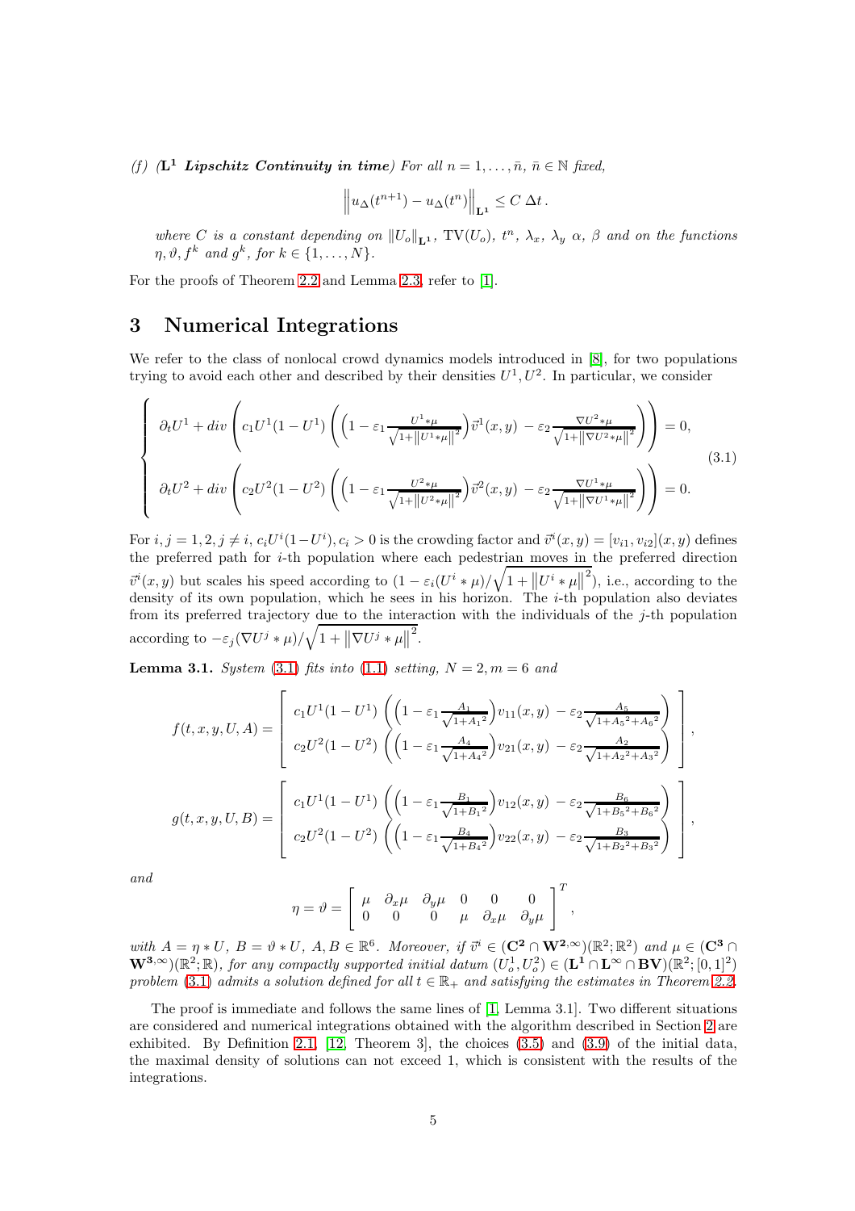*(f)* **($\mathbf{L^1}$ *Lipschitz Continuity in time*)** *For all $n = 1, \ldots, \bar{n}$, $\bar{n} \in \mathbb{N}$ fixed,*

$$\left\| u_\Delta(t^{n+1}) - u_\Delta(t^n) \right\|_{\mathbf{L^1}} \leq C\, \Delta t\,.$$

*where $C$ is a constant depending on $\|U_o\|_{\mathbf{L^1}}$, $\mathrm{TV}(U_o)$, $t^n$, $\lambda_x$, $\lambda_y$ $\alpha$, $\beta$ and on the functions $\eta, \vartheta, f^k$ and $g^k$, for $k \in \{1, \ldots, N\}$.*

For the proofs of Theorem 2.2 and Lemma 2.3, refer to [1].

# 3 Numerical Integrations

We refer to the class of nonlocal crowd dynamics models introduced in [8], for two populations trying to avoid each other and described by their densities $U^1, U^2$. In particular, we consider

$$\left\{ \begin{array}{l} \partial_t U^1 + div\left( c_1 U^1(1-U^1) \left( \left(1 - \varepsilon_1 \frac{U^1 * \mu}{\sqrt{1+\left\|U^1*\mu\right\|^2}}\right) \vec{v}^1(x,y) \; - \varepsilon_2 \frac{\nabla U^2 * \mu}{\sqrt{1+\left\|\nabla U^2*\mu\right\|^2}} \right) \right) = 0, \\[2ex] \partial_t U^2 + div\left( c_2 U^2(1-U^2) \left( \left(1 - \varepsilon_1 \frac{U^2 * \mu}{\sqrt{1+\left\|U^2*\mu\right\|^2}}\right) \vec{v}^2(x,y) \; - \varepsilon_2 \frac{\nabla U^1 * \mu}{\sqrt{1+\left\|\nabla U^1*\mu\right\|^2}} \right) \right) = 0. \end{array} \right. \tag{3.1}$$

For $i, j = 1, 2, j \neq i$, $c_i U^i(1-U^i), c_i > 0$ is the crowding factor and $\vec{v}^i(x,y) = [v_{i1}, v_{i2}](x,y)$ defines the preferred path for $i$-th population where each pedestrian moves in the preferred direction $\vec{v}^i(x,y)$ but scales his speed according to $(1 - \varepsilon_i(U^i * \mu)/\sqrt{1+\left\|U^i*\mu\right\|^2})$, i.e., according to the density of its own population, which he sees in his horizon. The $i$-th population also deviates from its preferred trajectory due to the interaction with the individuals of the $j$-th population according to $-\varepsilon_j(\nabla U^j * \mu)/\sqrt{1+\left\|\nabla U^j*\mu\right\|^2}$.

**Lemma 3.1.** *System (3.1) fits into (1.1) setting, $N = 2, m = 6$ and*

$$f(t,x,y,U,A) = \left[ \begin{array}{c} c_1 U^1(1-U^1) \left( \left(1 - \varepsilon_1 \frac{A_1}{\sqrt{1+{A_1}^2}}\right) v_{11}(x,y) \; - \varepsilon_2 \frac{A_5}{\sqrt{1+{A_5}^2+{A_6}^2}} \right) \\ c_2 U^2(1-U^2) \left( \left(1 - \varepsilon_1 \frac{A_4}{\sqrt{1+{A_4}^2}}\right) v_{21}(x,y) \; - \varepsilon_2 \frac{A_2}{\sqrt{1+{A_2}^2+{A_3}^2}} \right) \end{array} \right],$$

$$g(t,x,y,U,B) = \left[ \begin{array}{c} c_1 U^1(1-U^1) \left( \left(1 - \varepsilon_1 \frac{B_1}{\sqrt{1+{B_1}^2}}\right) v_{12}(x,y) \; - \varepsilon_2 \frac{B_6}{\sqrt{1+{B_5}^2+{B_6}^2}} \right) \\ c_2 U^2(1-U^2) \left( \left(1 - \varepsilon_1 \frac{B_4}{\sqrt{1+{B_4}^2}}\right) v_{22}(x,y) \; - \varepsilon_2 \frac{B_3}{\sqrt{1+{B_2}^2+{B_3}^2}} \right) \end{array} \right],$$

*and*

$$\eta = \vartheta = \left[ \begin{array}{cccccc} \mu & \partial_x \mu & \partial_y \mu & 0 & 0 & 0 \\ 0 & 0 & 0 & \mu & \partial_x \mu & \partial_y \mu \end{array} \right]^T,$$

*with $A = \eta * U$, $B = \vartheta * U$, $A, B \in \mathbb{R}^6$. Moreover, if $\vec{v}^i \in (\mathbf{C^2} \cap \mathbf{W^{2,\infty}})(\mathbb{R}^2;\mathbb{R}^2)$ and $\mu \in (\mathbf{C^3} \cap \mathbf{W^{3,\infty}})(\mathbb{R}^2;\mathbb{R})$, for any compactly supported initial datum $(U_o^1, U_o^2) \in (\mathbf{L^1} \cap \mathbf{L^\infty} \cap \mathbf{BV})(\mathbb{R}^2;[0,1]^2)$ problem (3.1) admits a solution defined for all $t \in \mathbb{R}_+$ and satisfying the estimates in Theorem 2.2.*

The proof is immediate and follows the same lines of [1, Lemma 3.1]. Two different situations are considered and numerical integrations obtained with the algorithm described in Section 2 are exhibited. By Definition 2.1, [12, Theorem 3], the choices (3.5) and (3.9) of the initial data, the maximal density of solutions can not exceed 1, which is consistent with the results of the integrations.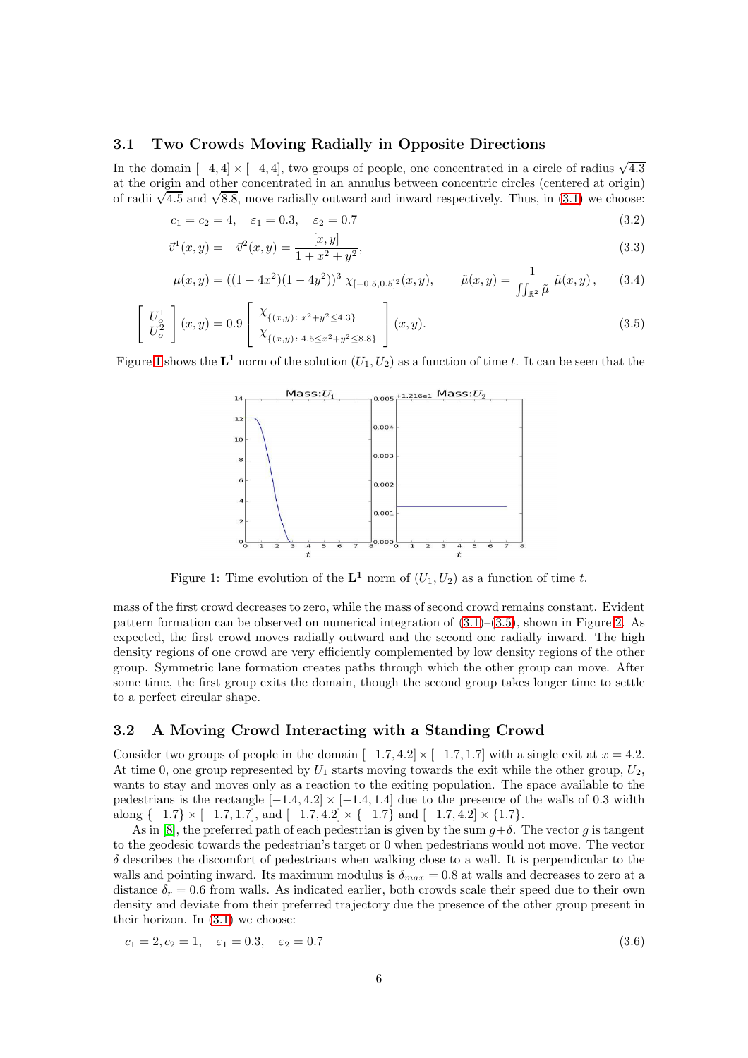### 3.1 Two Crowds Moving Radially in Opposite Directions

In the domain $[-4, 4] \times [-4, 4]$, two groups of people, one concentrated in a circle of radius $\sqrt{4.3}$ at the origin and other concentrated in an annulus between concentric circles (centered at origin) of radii $\sqrt{4.5}$ and $\sqrt{8.8}$, move radially outward and inward respectively. Thus, in (3.1) we choose:

$$c_1 = c_2 = 4, \quad \varepsilon_1 = 0.3, \quad \varepsilon_2 = 0.7 \tag{3.2}$$

$$\vec{v}^1(x, y) = -\vec{v}^2(x, y) = \frac{[x, y]}{1 + x^2 + y^2}, \tag{3.3}$$

$$\mu(x, y) = ((1 - 4x^2)(1 - 4y^2))^3 \ \chi_{[-0.5,0.5]^2}(x, y), \qquad \tilde{\mu}(x, y) = \frac{1}{\iint_{\mathbb{R}^2} \tilde{\mu}} \tilde{\mu}(x, y), \tag{3.4}$$

$$\begin{bmatrix} U_o^1 \\ U_o^2 \end{bmatrix}(x, y) = 0.9 \begin{bmatrix} \chi_{\{(x,y):\, x^2+y^2 \leq 4.3\}} \\ \chi_{\{(x,y):\, 4.5 \leq x^2+y^2 \leq 8.8\}} \end{bmatrix}(x, y). \tag{3.5}$$

Figure 1 shows the $\mathbf{L^1}$ norm of the solution $(U_1, U_2)$ as a function of time $t$. It can be seen that the

Figure 1: Time evolution of the $\mathbf{L^1}$ norm of $(U_1, U_2)$ as a function of time $t$.

mass of the first crowd decreases to zero, while the mass of second crowd remains constant. Evident pattern formation can be observed on numerical integration of (3.1)–(3.5), shown in Figure 2. As expected, the first crowd moves radially outward and the second one radially inward. The high density regions of one crowd are very efficiently complemented by low density regions of the other group. Symmetric lane formation creates paths through which the other group can move. After some time, the first group exits the domain, though the second group takes longer time to settle to a perfect circular shape.

### 3.2 A Moving Crowd Interacting with a Standing Crowd

Consider two groups of people in the domain $[-1.7, 4.2] \times [-1.7, 1.7]$ with a single exit at $x = 4.2$. At time 0, one group represented by $U_1$ starts moving towards the exit while the other group, $U_2$, wants to stay and moves only as a reaction to the exiting population. The space available to the pedestrians is the rectangle $[-1.4, 4.2] \times [-1.4, 1.4]$ due to the presence of the walls of 0.3 width along $\{-1.7\} \times [-1.7, 1.7]$, and $[-1.7, 4.2] \times \{-1.7\}$ and $[-1.7, 4.2] \times \{1.7\}$.

As in [8], the preferred path of each pedestrian is given by the sum $g+\delta$. The vector $g$ is tangent to the geodesic towards the pedestrian's target or 0 when pedestrians would not move. The vector $\delta$ describes the discomfort of pedestrians when walking close to a wall. It is perpendicular to the walls and pointing inward. Its maximal modulus is $\delta_{max} = 0.8$ at walls and decreases to zero at a distance $\delta_r = 0.6$ from walls. As indicated earlier, both crowds scale their speed due to their own density and deviate from their preferred trajectory due the presence of the other group present in their horizon. In (3.1) we choose:

$$c_1 = 2, c_2 = 1, \quad \varepsilon_1 = 0.3, \quad \varepsilon_2 = 0.7 \tag{3.6}$$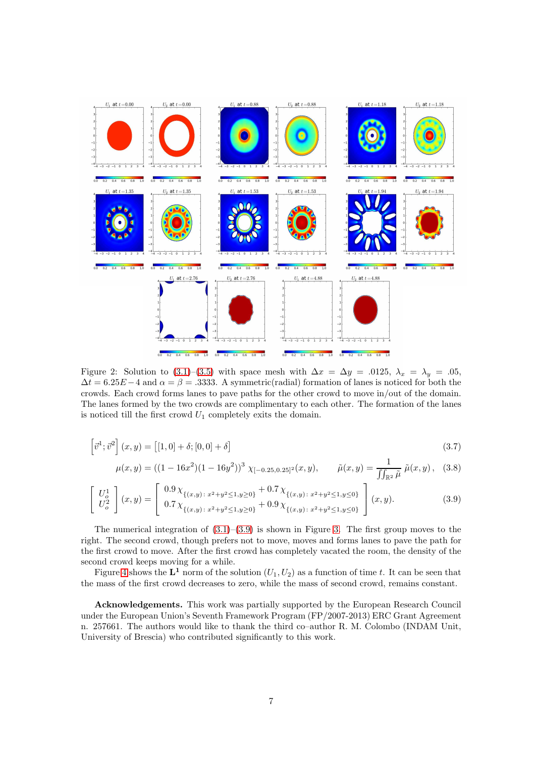Figure 2: Solution to (3.1)–(3.5) with space mesh with $\Delta x = \Delta y = .0125$, $\lambda_x = \lambda_y = .05$, $\Delta t = 6.25E-4$ and $\alpha = \beta = .3333$. A symmetric(radial) formation of lanes is noticed for both the crowds. Each crowd forms lanes to pave paths for the other crowd to move in/out of the domain. The lanes formed by the two crowds are complimentary to each other. The formation of the lanes is noticed till the first crowd $U_1$ completely exits the domain.

$$\left[\vec{v}^1; \vec{v}^2\right](x, y) = \left[[1, 0] + \delta; [0, 0] + \delta\right] \tag{3.7}$$

$$\mu(x, y) = ((1 - 16x^2)(1 - 16y^2))^3 \, \chi_{[-0.25, 0.25]^2}(x, y), \qquad \tilde{\mu}(x, y) = \frac{1}{\iint_{\mathbb{R}^2} \tilde{\mu}} \, \tilde{\mu}(x, y), \tag{3.8}$$

$$\begin{bmatrix} U_o^1 \\ U_o^2 \end{bmatrix}(x, y) = \begin{bmatrix} 0.9 \, \chi_{\{(x,y)\colon x^2+y^2 \leq 1, y \geq 0\}} + 0.7 \, \chi_{\{(x,y)\colon x^2+y^2 \leq 1, y \leq 0\}} \\ 0.7 \, \chi_{\{(x,y)\colon x^2+y^2 \leq 1, y \geq 0\}} + 0.9 \, \chi_{\{(x,y)\colon x^2+y^2 \leq 1, y \leq 0\}} \end{bmatrix}(x, y). \tag{3.9}$$

The numerical integration of (3.1)–(3.9) is shown in Figure 3. The first group moves to the right. The second crowd, though prefers not to move, moves and forms lanes to pave the path for the first crowd to move. After the first crowd has completely vacated the room, the density of the second crowd keeps moving for a while.

Figure 4 shows the $\mathbf{L}^1$ norm of the solution $(U_1, U_2)$ as a function of time $t$. It can be seen that the mass of the first crowd decreases to zero, while the mass of second crowd, remains constant.

**Acknowledgements.** This work was partially supported by the European Research Council under the European Union's Seventh Framework Program (FP/2007-2013) ERC Grant Agreement n. 257661. The authors would like to thank the third co–author R. M. Colombo (INDAM Unit, University of Brescia) who contributed significantly to this work.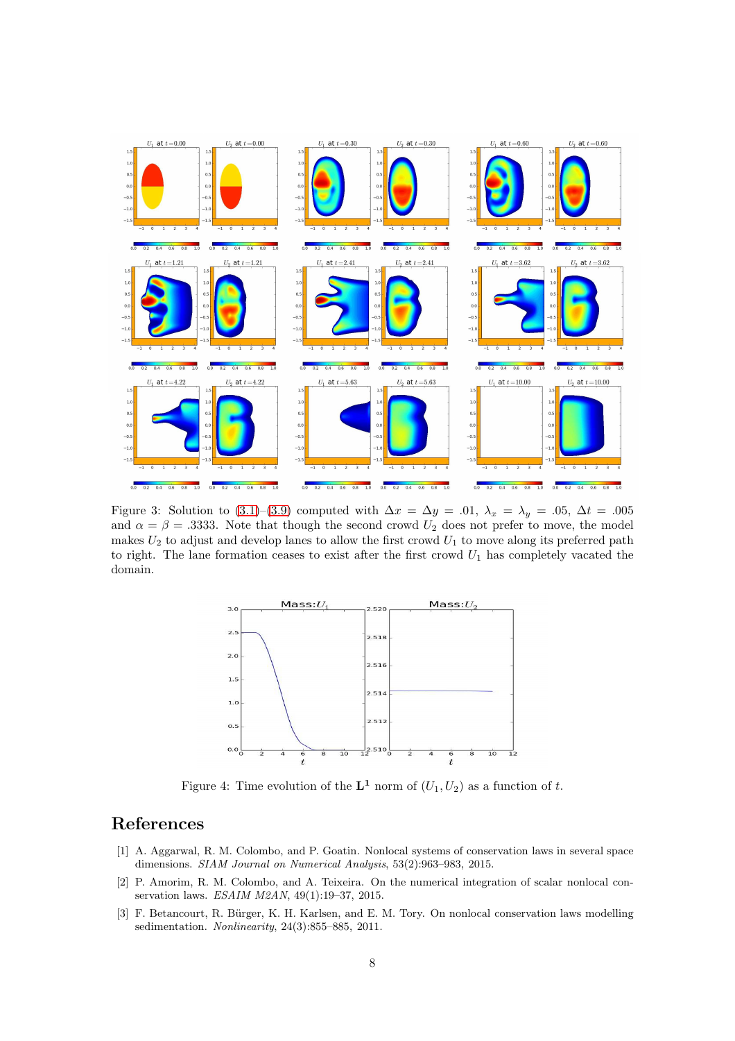Figure 3: Solution to (3.1)–(3.9) computed with $\Delta x = \Delta y = .01$, $\lambda_x = \lambda_y = .05$, $\Delta t = .005$ and $\alpha = \beta = .3333$. Note that though the second crowd $U_2$ does not prefer to move, the model makes $U_2$ to adjust and develop lanes to allow the first crowd $U_1$ to move along its preferred path to right. The lane formation ceases to exist after the first crowd $U_1$ has completely vacated the domain.

Figure 4: Time evolution of the $\mathbf{L^1}$ norm of $(U_1, U_2)$ as a function of $t$.

# References

[1] A. Aggarwal, R. M. Colombo, and P. Goatin. Nonlocal systems of conservation laws in several space dimensions. *SIAM Journal on Numerical Analysis*, 53(2):963–983, 2015.

[2] P. Amorim, R. M. Colombo, and A. Teixeira. On the numerical integration of scalar nonlocal conservation laws. *ESAIM M2AN*, 49(1):19–37, 2015.

[3] F. Betancourt, R. Bürger, K. H. Karlsen, and E. M. Tory. On nonlocal conservation laws modelling sedimentation. *Nonlinearity*, 24(3):855–885, 2011.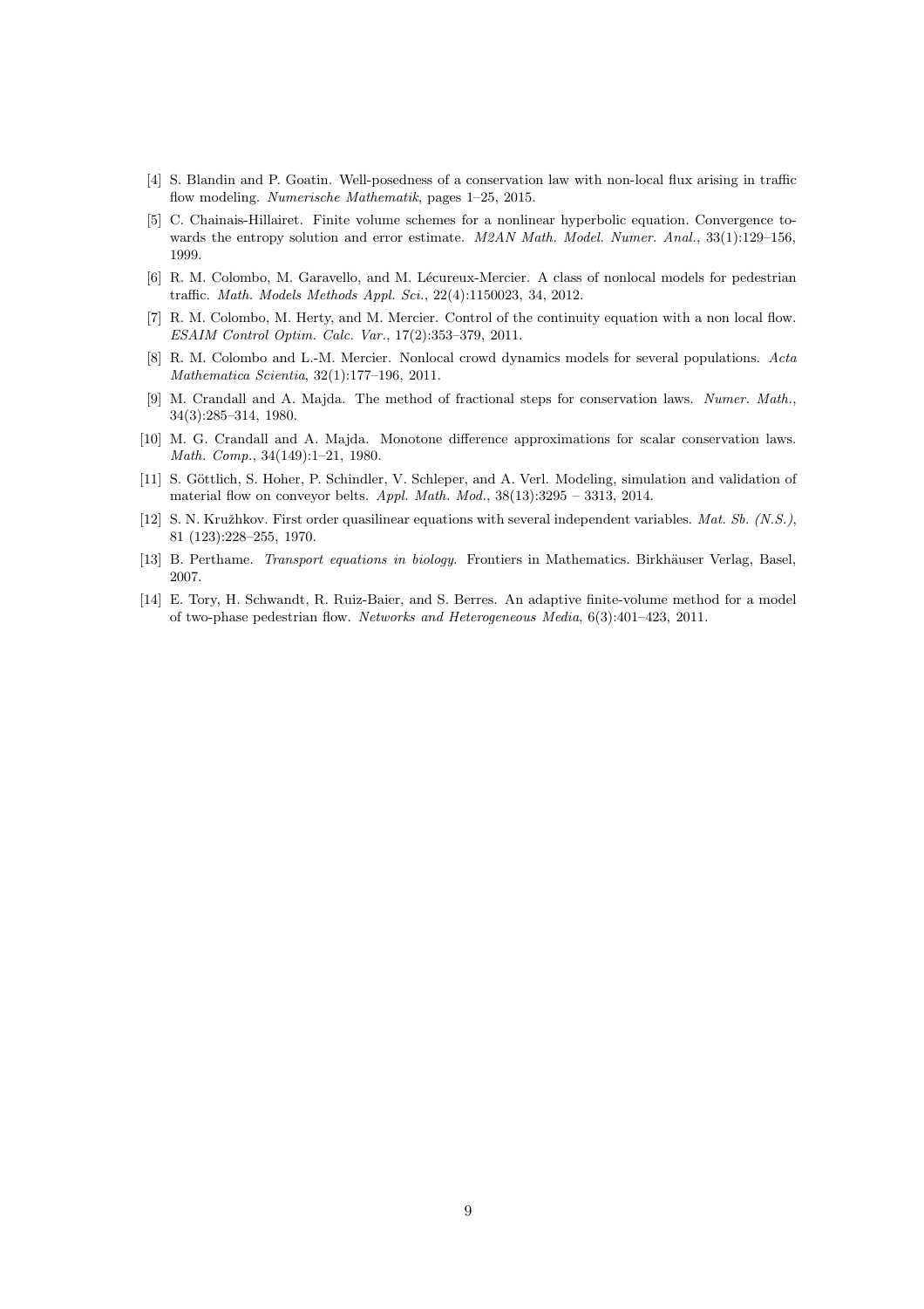[4] S. Blandin and P. Goatin. Well-posedness of a conservation law with non-local flux arising in traffic flow modeling. *Numerische Mathematik*, pages 1–25, 2015.

[5] C. Chainais-Hillairet. Finite volume schemes for a nonlinear hyperbolic equation. Convergence towards the entropy solution and error estimate. *M2AN Math. Model. Numer. Anal.*, 33(1):129–156, 1999.

[6] R. M. Colombo, M. Garavello, and M. Lécureux-Mercier. A class of nonlocal models for pedestrian traffic. *Math. Models Methods Appl. Sci.*, 22(4):1150023, 34, 2012.

[7] R. M. Colombo, M. Herty, and M. Mercier. Control of the continuity equation with a non local flow. *ESAIM Control Optim. Calc. Var.*, 17(2):353–379, 2011.

[8] R. M. Colombo and L.-M. Mercier. Nonlocal crowd dynamics models for several populations. *Acta Mathematica Scientia*, 32(1):177–196, 2011.

[9] M. Crandall and A. Majda. The method of fractional steps for conservation laws. *Numer. Math.*, 34(3):285–314, 1980.

[10] M. G. Crandall and A. Majda. Monotone difference approximations for scalar conservation laws. *Math. Comp.*, 34(149):1–21, 1980.

[11] S. Göttlich, S. Hoher, P. Schindler, V. Schleper, and A. Verl. Modeling, simulation and validation of material flow on conveyor belts. *Appl. Math. Mod.*, 38(13):3295 – 3313, 2014.

[12] S. N. Kružhkov. First order quasilinear equations with several independent variables. *Mat. Sb. (N.S.)*, 81 (123):228–255, 1970.

[13] B. Perthame. *Transport equations in biology*. Frontiers in Mathematics. Birkhäuser Verlag, Basel, 2007.

[14] E. Tory, H. Schwandt, R. Ruiz-Baier, and S. Berres. An adaptive finite-volume method for a model of two-phase pedestrian flow. *Networks and Heterogeneous Media*, 6(3):401–423, 2011.